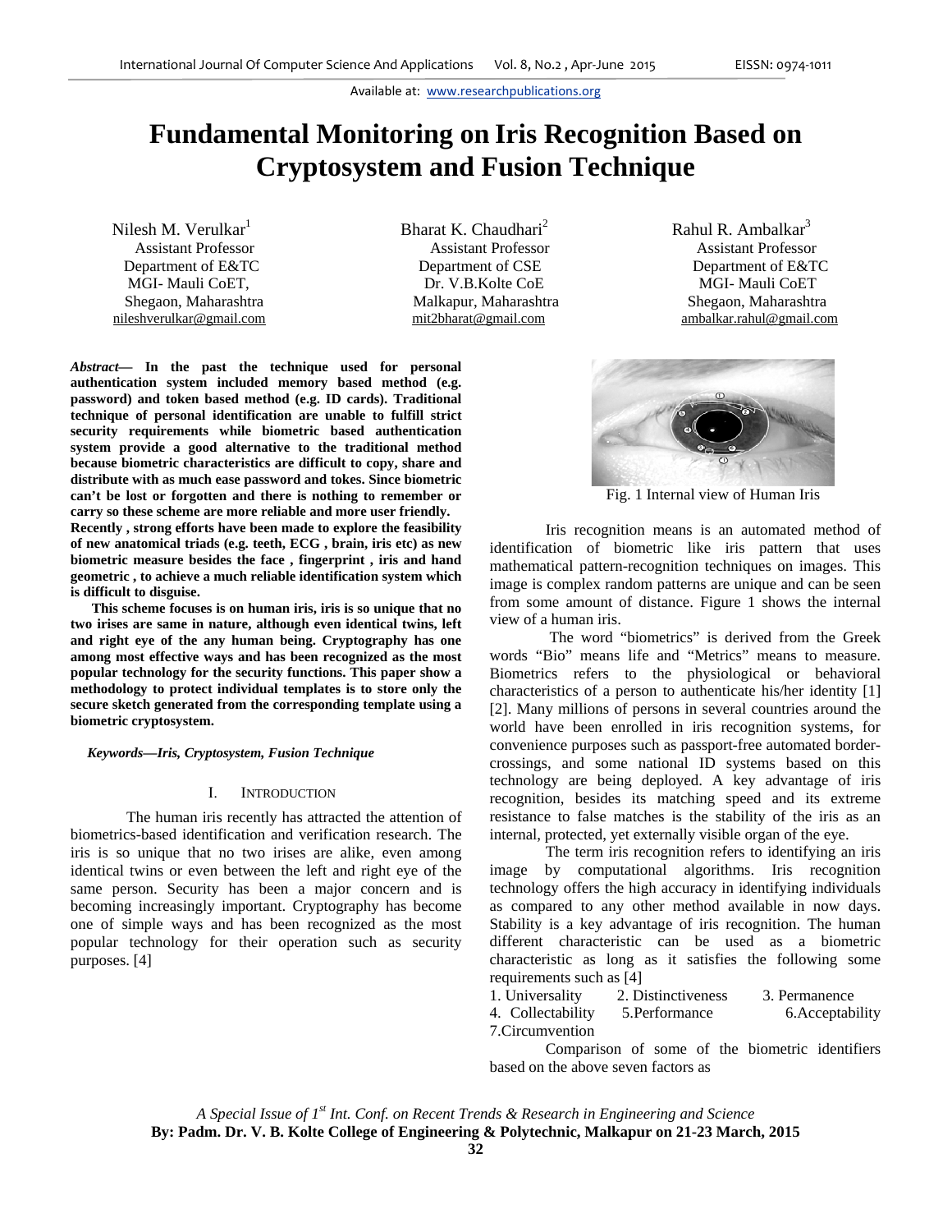# Fundamental Monitoring on Iris Recognition Based on Cryptosystem and Fusion Technique

Nilesh M. Verulkar[1]
Assistant Professor
Department of E&TC
MGI- Mauli CoET,
Shegaon, Maharashtra
nileshverulkar@gmail.com

Bharat K. Chaudhari[2]
Assistant Professor
Department of CSE
Dr. V.B.Kolte CoE
Malkapur, Maharashtra
mit2bharat@gmail.com

Rahul R. Ambalkar[3]
Assistant Professor
Department of E&TC
MGI- Mauli CoET
Shegaon, Maharashtra
ambalkar.rahul@gmail.com

***Abstract*— In the past the technique used for personal authentication system included memory based method (e.g. password) and token based method (e.g. ID cards). Traditional technique of personal identification are unable to fulfill strict security requirements while biometric based authentication system provide a good alternative to the traditional method because biometric characteristics are difficult to copy, share and distribute with as much ease password and tokes. Since biometric can't be lost or forgotten and there is nothing to remember or carry so these scheme are more reliable and more user friendly. Recently , strong efforts have been made to explore the feasibility of new anatomical triads (e.g. teeth, ECG , brain, iris etc) as new biometric measure besides the face , fingerprint , iris and hand geometric , to achieve a much reliable identification system which is difficult to disguise.**

**This scheme focuses is on human iris, iris is so unique that no two irises are same in nature, although even identical twins, left and right eye of the any human being. Cryptography has one among most effective ways and has been recognized as the most popular technology for the security functions. This paper show a methodology to protect individual templates is to store only the secure sketch generated from the corresponding template using a biometric cryptosystem.**

***Keywords—Iris, Cryptosystem, Fusion Technique***

## I. Introduction

The human iris recently has attracted the attention of biometrics-based identification and verification research. The iris is so unique that no two irises are alike, even among identical twins or even between the left and right eye of the same person. Security has been a major concern and is becoming increasingly important. Cryptography has become one of simple ways and has been recognized as the most popular technology for their operation such as security purposes. [4]

Fig. 1 Internal view of Human Iris

Iris recognition means is an automated method of identification of biometric like iris pattern that uses mathematical pattern-recognition techniques on images. This image is complex random patterns are unique and can be seen from some amount of distance. Figure 1 shows the internal view of a human iris.

The word "biometrics" is derived from the Greek words "Bio" means life and "Metrics" means to measure. Biometrics refers to the physiological or behavioral characteristics of a person to authenticate his/her identity [1] [2]. Many millions of persons in several countries around the world have been enrolled in iris recognition systems, for convenience purposes such as passport-free automated border-crossings, and some national ID systems based on this technology are being deployed. A key advantage of iris recognition, besides its matching speed and its extreme resistance to false matches is the stability of the iris as an internal, protected, yet externally visible organ of the eye.

The term iris recognition refers to identifying an iris image by computational algorithms. Iris recognition technology offers the high accuracy in identifying individuals as compared to any other method available in now days. Stability is a key advantage of iris recognition. The human different characteristic can be used as a biometric characteristic as long as it satisfies the following some requirements such as [4]

1. Universality
2. Distinctiveness
3. Permanence
4. Collectability
5. Performance
6. Acceptability
7. Circumvention

Comparison of some of the biometric identifiers based on the above seven factors as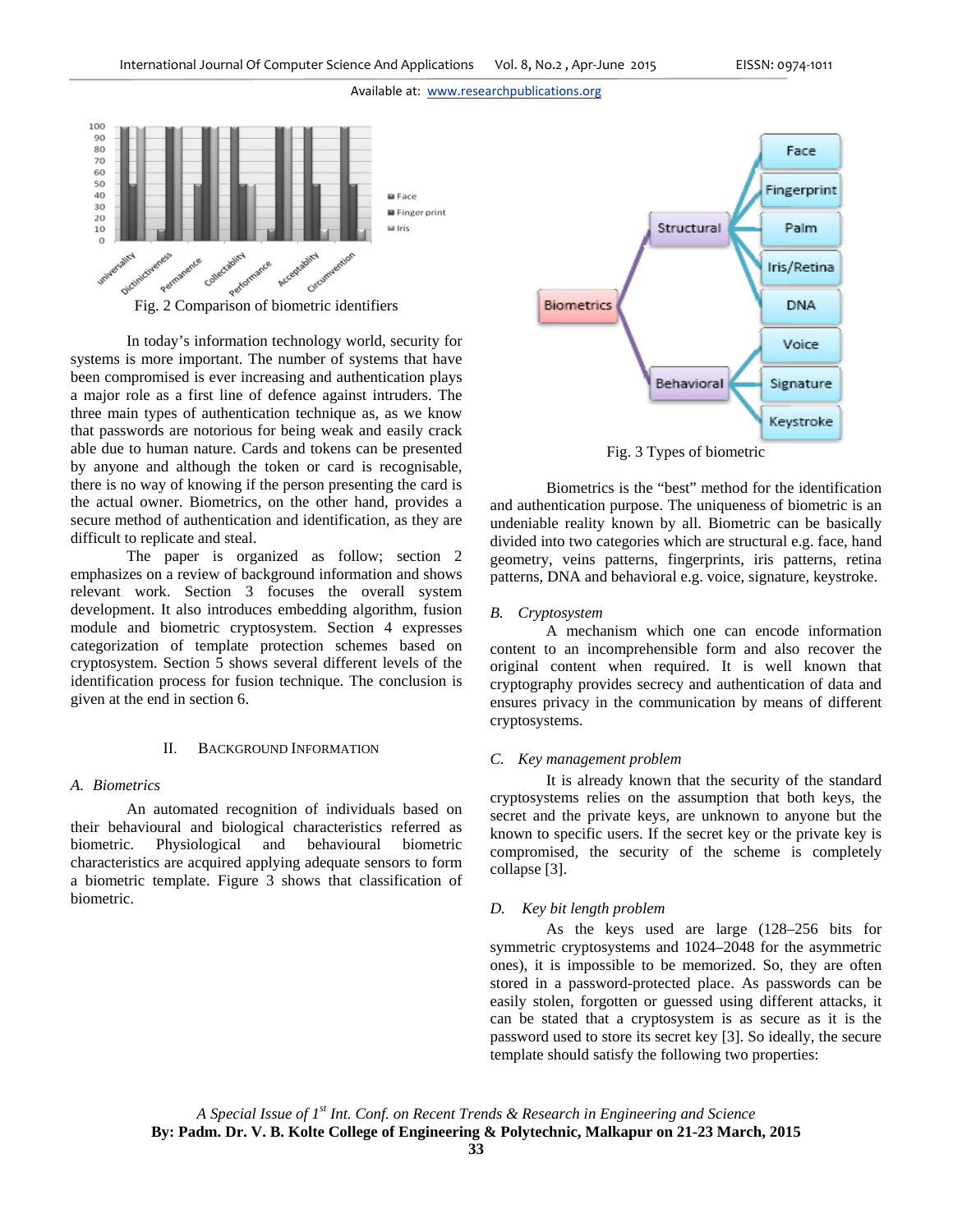Fig. 2 Comparison of biometric identifiers

In today's information technology world, security for systems is more important. The number of systems that have been compromised is ever increasing and authentication plays a major role as a first line of defence against intruders. The three main types of authentication technique as, as we know that passwords are notorious for being weak and easily crack able due to human nature. Cards and tokens can be presented by anyone and although the token or card is recognisable, there is no way of knowing if the person presenting the card is the actual owner. Biometrics, on the other hand, provides a secure method of authentication and identification, as they are difficult to replicate and steal.

The paper is organized as follow; section 2 emphasizes on a review of background information and shows relevant work. Section 3 focuses the overall system development. It also introduces embedding algorithm, fusion module and biometric cryptosystem. Section 4 expresses categorization of template protection schemes based on cryptosystem. Section 5 shows several different levels of the identification process for fusion technique. The conclusion is given at the end in section 6.

## II. Background Information

### A. Biometrics

An automated recognition of individuals based on their behavioural and biological characteristics referred as biometric. Physiological and behavioural biometric characteristics are acquired applying adequate sensors to form a biometric template. Figure 3 shows that classification of biometric.

Fig. 3 Types of biometric

Biometrics is the "best" method for the identification and authentication purpose. The uniqueness of biometric is an undeniable reality known by all. Biometric can be basically divided into two categories which are structural e.g. face, hand geometry, veins patterns, fingerprints, iris patterns, retina patterns, DNA and behavioral e.g. voice, signature, keystroke.

### B. Cryptosystem

A mechanism which one can encode information content to an incomprehensible form and also recover the original content when required. It is well known that cryptography provides secrecy and authentication of data and ensures privacy in the communication by means of different cryptosystems.

### C. Key management problem

It is already known that the security of the standard cryptosystems relies on the assumption that both keys, the secret and the private keys, are unknown to anyone but the known to specific users. If the secret key or the private key is compromised, the security of the scheme is completely collapse [3].

### D. Key bit length problem

As the keys used are large (128–256 bits for symmetric cryptosystems and 1024–2048 for the asymmetric ones), it is impossible to be memorized. So, they are often stored in a password-protected place. As passwords can be easily stolen, forgotten or guessed using different attacks, it can be stated that a cryptosystem is as secure as it is the password used to store its secret key [3]. So ideally, the secure template should satisfy the following two properties: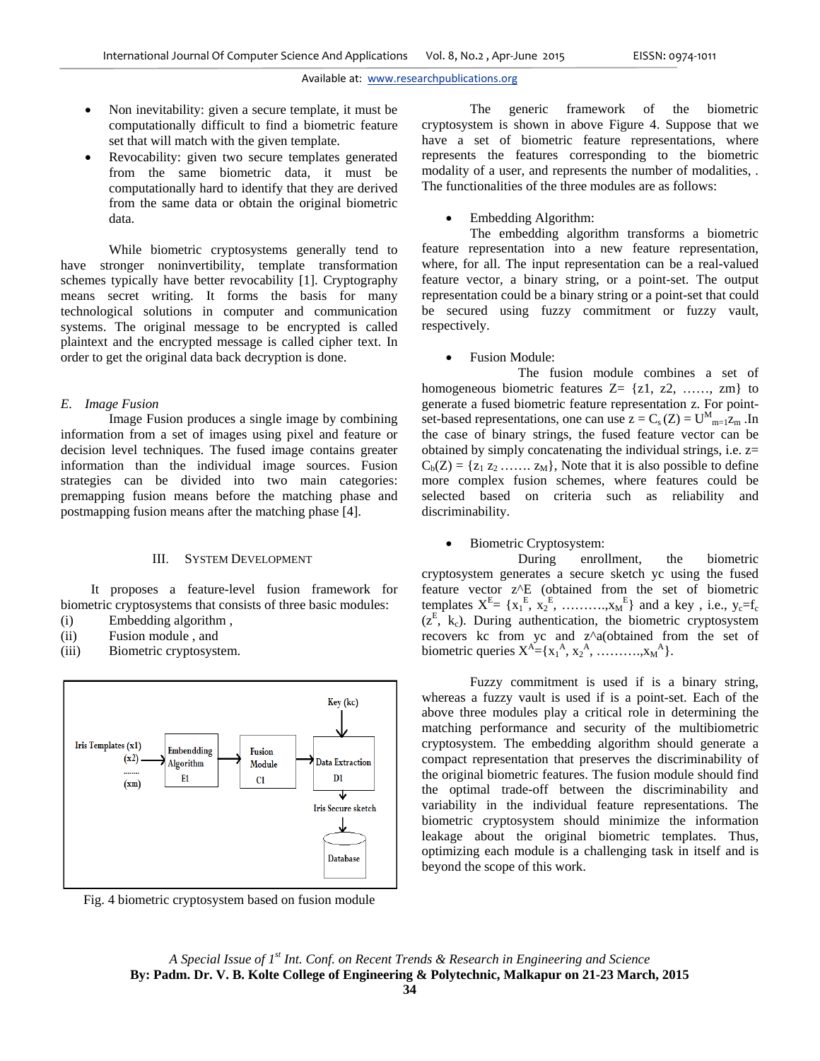- Non inevitability: given a secure template, it must be computationally difficult to find a biometric feature set that will match with the given template.
- Revocability: given two secure templates generated from the same biometric data, it must be computationally hard to identify that they are derived from the same data or obtain the original biometric data.

While biometric cryptosystems generally tend to have stronger noninvertibility, template transformation schemes typically have better revocability [1]. Cryptography means secret writing. It forms the basis for many technological solutions in computer and communication systems. The original message to be encrypted is called plaintext and the encrypted message is called cipher text. In order to get the original data back decryption is done.

### *E. Image Fusion*

Image Fusion produces a single image by combining information from a set of images using pixel and feature or decision level techniques. The fused image contains greater information than the individual image sources. Fusion strategies can be divided into two main categories: premapping fusion means before the matching phase and postmapping fusion means after the matching phase [4].

## III. System Development

It proposes a feature-level fusion framework for biometric cryptosystems that consists of three basic modules:

(i) Embedding algorithm ,
(ii) Fusion module , and
(iii) Biometric cryptosystem.

Iris Templates (x1) (x2) ........ (xm) → Embendding Algorithm E1 → Fusion Module C1 → Data Extraction D1 (Key (kc)) → Iris Secure sketch → Database

Fig. 4 biometric cryptosystem based on fusion module

The generic framework of the biometric cryptosystem is shown in above Figure 4. Suppose that we have a set of biometric feature representations, where represents the features corresponding to the biometric modality of a user, and represents the number of modalities, . The functionalities of the three modules are as follows:

- Embedding Algorithm:

The embedding algorithm transforms a biometric feature representation into a new feature representation, where, for all. The input representation can be a real-valued feature vector, a binary string, or a point-set. The output representation could be a binary string or a point-set that could be secured using fuzzy commitment or fuzzy vault, respectively.

- Fusion Module:

The fusion module combines a set of homogeneous biometric features Z= {z1, z2, ……, zm} to generate a fused biometric feature representation z. For point-set-based representations, one can use $z = C_s(Z) = U^{M}_{m=1} z_m$ .In the case of binary strings, the fused feature vector can be obtained by simply concatenating the individual strings, i.e. $z= C_b(Z) = \{z_1\ z_2 \ldots\ldots\ z_M\}$, Note that it is also possible to define more complex fusion schemes, where features could be selected based on criteria such as reliability and discriminability.

- Biometric Cryptosystem:

During enrollment, the biometric cryptosystem generates a secure sketch yc using the fused feature vector z^E (obtained from the set of biometric templates $X^E= \{x_1^E, x_2^E, \ldots\ldots\ldots\ldots, x_M^E\}$ and a key , i.e., $y_c=f_c(z^E, k_c)$. During authentication, the biometric cryptosystem recovers kc from yc and z^a(obtained from the set of biometric queries $X^A=\{x_1^A, x_2^A, \ldots\ldots\ldots\ldots, x_M^A\}$.

Fuzzy commitment is used if is a binary string, whereas a fuzzy vault is used if is a point-set. Each of the above three modules play a critical role in determining the matching performance and security of the multibiometric cryptosystem. The embedding algorithm should generate a compact representation that preserves the discriminability of the original biometric features. The fusion module should find the optimal trade-off between the discriminability and variability in the individual feature representations. The biometric cryptosystem should minimize the information leakage about the original biometric templates. Thus, optimizing each module is a challenging task in itself and is beyond the scope of this work.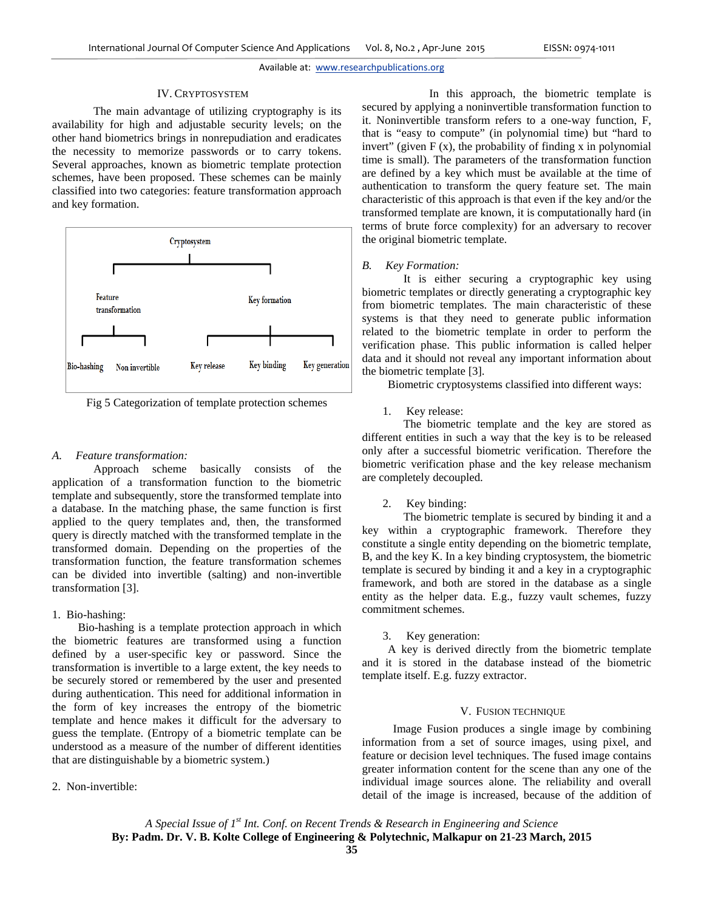## IV. CRYPTOSYSTEM

The main advantage of utilizing cryptography is its availability for high and adjustable security levels; on the other hand biometrics brings in nonrepudiation and eradicates the necessity to memorize passwords or to carry tokens. Several approaches, known as biometric template protection schemes, have been proposed. These schemes can be mainly classified into two categories: feature transformation approach and key formation.

Cryptosystem
- Feature transformation
  - Bio-hashing
  - Non invertible
- Key formation
  - Key release
  - Key binding
  - Key generation

Fig 5 Categorization of template protection schemes

### A. *Feature transformation:*

Approach scheme basically consists of the application of a transformation function to the biometric template and subsequently, store the transformed template into a database. In the matching phase, the same function is first applied to the query templates and, then, the transformed query is directly matched with the transformed template in the transformed domain. Depending on the properties of the transformation function, the feature transformation schemes can be divided into invertible (salting) and non-invertible transformation [3].

1. Bio-hashing:

Bio-hashing is a template protection approach in which the biometric features are transformed using a function defined by a user-specific key or password. Since the transformation is invertible to a large extent, the key needs to be securely stored or remembered by the user and presented during authentication. This need for additional information in the form of key increases the entropy of the biometric template and hence makes it difficult for the adversary to guess the template. (Entropy of a biometric template can be understood as a measure of the number of different identities that are distinguishable by a biometric system.)

2. Non-invertible:

In this approach, the biometric template is secured by applying a noninvertible transformation function to it. Noninvertible transform refers to a one-way function, F, that is "easy to compute" (in polynomial time) but "hard to invert" (given F (x), the probability of finding x in polynomial time is small). The parameters of the transformation function are defined by a key which must be available at the time of authentication to transform the query feature set. The main characteristic of this approach is that even if the key and/or the transformed template are known, it is computationally hard (in terms of brute force complexity) for an adversary to recover the original biometric template.

### B. *Key Formation:*

It is either securing a cryptographic key using biometric templates or directly generating a cryptographic key from biometric templates. The main characteristic of these systems is that they need to generate public information related to the biometric template in order to perform the verification phase. This public information is called helper data and it should not reveal any important information about the biometric template [3].

Biometric cryptosystems classified into different ways:

1. Key release:

The biometric template and the key are stored as different entities in such a way that the key is to be released only after a successful biometric verification. Therefore the biometric verification phase and the key release mechanism are completely decoupled.

2. Key binding:

The biometric template is secured by binding it and a key within a cryptographic framework. Therefore they constitute a single entity depending on the biometric template, B, and the key K. In a key binding cryptosystem, the biometric template is secured by binding it and a key in a cryptographic framework, and both are stored in the database as a single entity as the helper data. E.g., fuzzy vault schemes, fuzzy commitment schemes.

3. Key generation:

A key is derived directly from the biometric template and it is stored in the database instead of the biometric template itself. E.g. fuzzy extractor.

## V. FUSION TECHNIQUE

Image Fusion produces a single image by combining information from a set of source images, using pixel, and feature or decision level techniques. The fused image contains greater information content for the scene than any one of the individual image sources alone. The reliability and overall detail of the image is increased, because of the addition of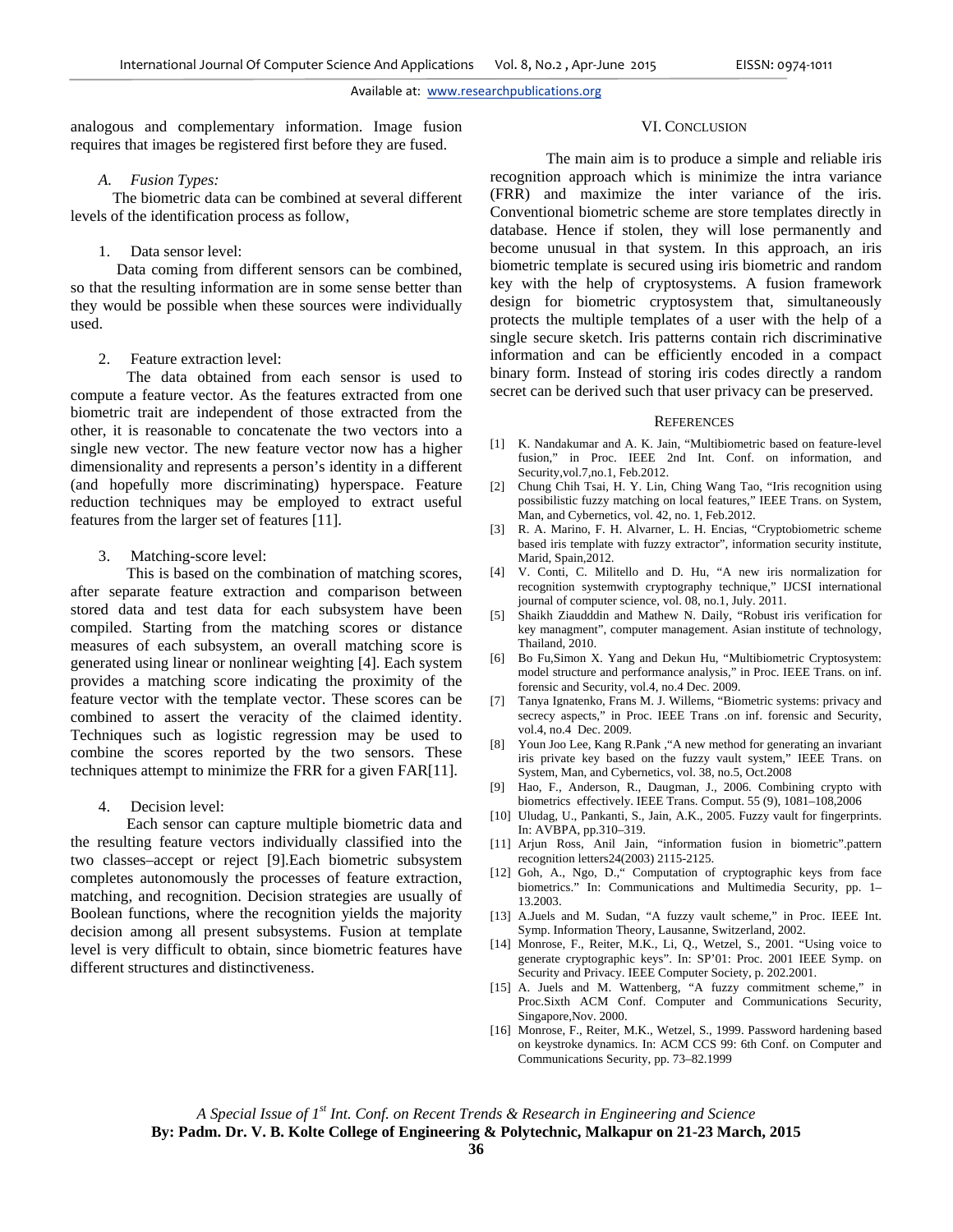analogous and complementary information. Image fusion requires that images be registered first before they are fused.

### *A. Fusion Types:*

The biometric data can be combined at several different levels of the identification process as follow,

1. Data sensor level:

Data coming from different sensors can be combined, so that the resulting information are in some sense better than they would be possible when these sources were individually used.

2. Feature extraction level:

The data obtained from each sensor is used to compute a feature vector. As the features extracted from one biometric trait are independent of those extracted from the other, it is reasonable to concatenate the two vectors into a single new vector. The new feature vector now has a higher dimensionality and represents a person's identity in a different (and hopefully more discriminating) hyperspace. Feature reduction techniques may be employed to extract useful features from the larger set of features [11].

3. Matching-score level:

This is based on the combination of matching scores, after separate feature extraction and comparison between stored data and test data for each subsystem have been compiled. Starting from the matching scores or distance measures of each subsystem, an overall matching score is generated using linear or nonlinear weighting [4]. Each system provides a matching score indicating the proximity of the feature vector with the template vector. These scores can be combined to assert the veracity of the claimed identity. Techniques such as logistic regression may be used to combine the scores reported by the two sensors. These techniques attempt to minimize the FRR for a given FAR[11].

4. Decision level:

Each sensor can capture multiple biometric data and the resulting feature vectors individually classified into the two classes–accept or reject [9].Each biometric subsystem completes autonomously the processes of feature extraction, matching, and recognition. Decision strategies are usually of Boolean functions, where the recognition yields the majority decision among all present subsystems. Fusion at template level is very difficult to obtain, since biometric features have different structures and distinctiveness.

## VI. Conclusion

The main aim is to produce a simple and reliable iris recognition approach which is minimize the intra variance (FRR) and maximize the inter variance of the iris. Conventional biometric scheme are store templates directly in database. Hence if stolen, they will lose permanently and become unusual in that system. In this approach, an iris biometric template is secured using iris biometric and random key with the help of cryptosystems. A fusion framework design for biometric cryptosystem that, simultaneously protects the multiple templates of a user with the help of a single secure sketch. Iris patterns contain rich discriminative information and can be efficiently encoded in a compact binary form. Instead of storing iris codes directly a random secret can be derived such that user privacy can be preserved.

## References

[1] K. Nandakumar and A. K. Jain, "Multibiometric based on feature-level fusion," in Proc. IEEE 2nd Int. Conf. on information, and Security,vol.7,no.1, Feb.2012.

[2] Chung Chih Tsai, H. Y. Lin, Ching Wang Tao, "Iris recognition using possibilistic fuzzy matching on local features," IEEE Trans. on System, Man, and Cybernetics, vol. 42, no. 1, Feb.2012.

[3] R. A. Marino, F. H. Alvarner, L. H. Encias, "Cryptobiometric scheme based iris template with fuzzy extractor", information security institute, Marid, Spain,2012.

[4] V. Conti, C. Militello and D. Hu, "A new iris normalization for recognition systemwith cryptography technique," IJCSI international journal of computer science, vol. 08, no.1, July. 2011.

[5] Shaikh Ziaudddin and Mathew N. Daily, "Robust iris verification for key managment", computer management. Asian institute of technology, Thailand, 2010.

[6] Bo Fu,Simon X. Yang and Dekun Hu, "Multibiometric Cryptosystem: model structure and performance analysis," in Proc. IEEE Trans. on inf. forensic and Security, vol.4, no.4 Dec. 2009.

[7] Tanya Ignatenko, Frans M. J. Willems, "Biometric systems: privacy and secrecy aspects," in Proc. IEEE Trans .on inf. forensic and Security, vol.4, no.4 Dec. 2009.

[8] Youn Joo Lee, Kang R.Pank ,"A new method for generating an invariant iris private key based on the fuzzy vault system," IEEE Trans. on System, Man, and Cybernetics, vol. 38, no.5, Oct.2008

[9] Hao, F., Anderson, R., Daugman, J., 2006. Combining crypto with biometrics effectively. IEEE Trans. Comput. 55 (9), 1081–108,2006

[10] Uludag, U., Pankanti, S., Jain, A.K., 2005. Fuzzy vault for fingerprints. In: AVBPA, pp.310–319.

[11] Arjun Ross, Anil Jain, "information fusion in biometric".pattern recognition letters24(2003) 2115-2125.

[12] Goh, A., Ngo, D.," Computation of cryptographic keys from face biometrics." In: Communications and Multimedia Security, pp. 1–13.2003.

[13] A.Juels and M. Sudan, "A fuzzy vault scheme," in Proc. IEEE Int. Symp. Information Theory, Lausanne, Switzerland, 2002.

[14] Monrose, F., Reiter, M.K., Li, Q., Wetzel, S., 2001. "Using voice to generate cryptographic keys". In: SP'01: Proc. 2001 IEEE Symp. on Security and Privacy. IEEE Computer Society, p. 202.2001.

[15] A. Juels and M. Wattenberg, "A fuzzy commitment scheme," in Proc.Sixth ACM Conf. Computer and Communications Security, Singapore,Nov. 2000.

[16] Monrose, F., Reiter, M.K., Wetzel, S., 1999. Password hardening based on keystroke dynamics. In: ACM CCS 99: 6th Conf. on Computer and Communications Security, pp. 73–82.1999